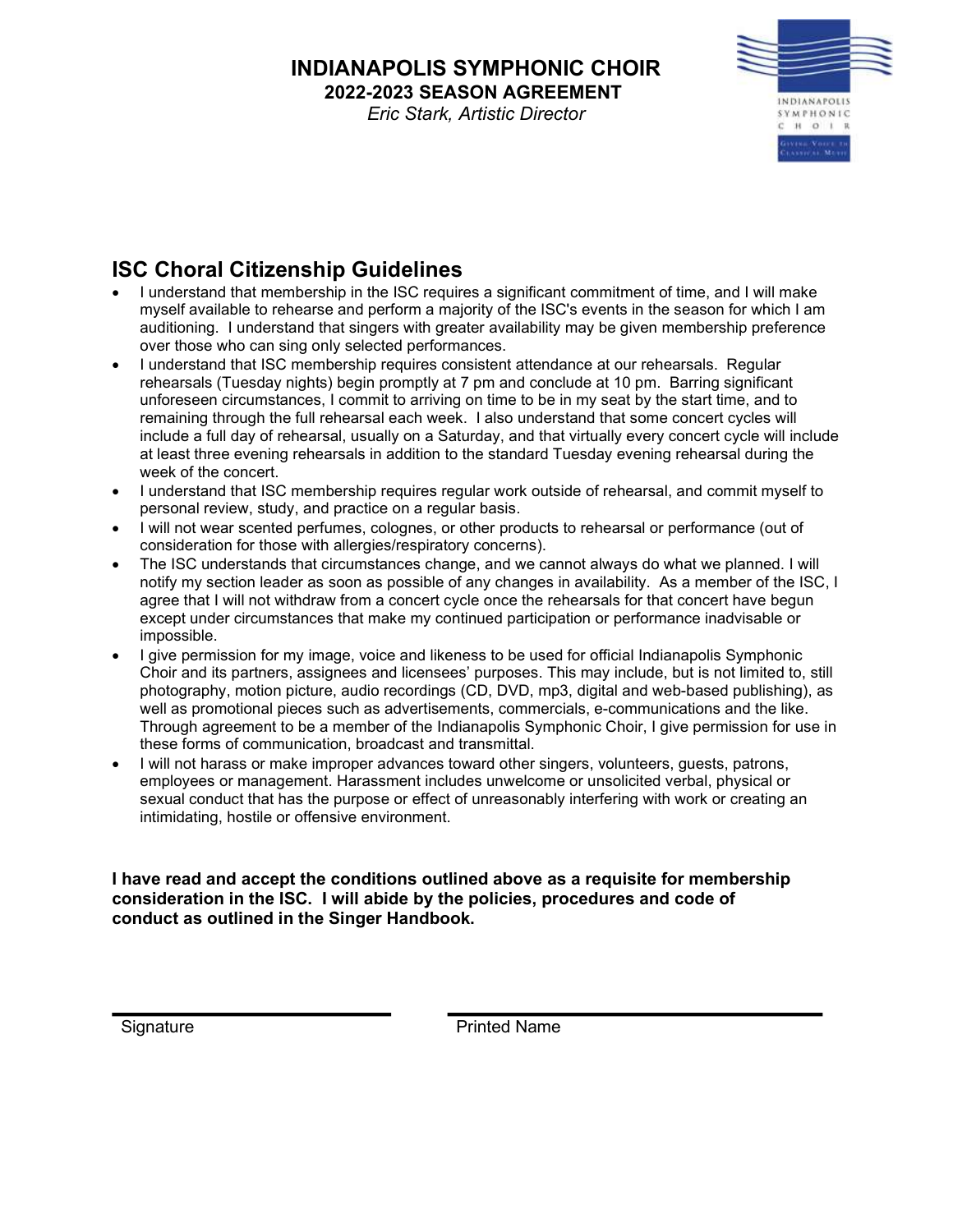# INDIANAPOLIS SYMPHONIC CHOIR

**2022-2023 SEASON AGREEMENT**

*Eric Stark, Artistic Director*

## ISC Choral Citizenship Guidelines

- I understand that membership in the ISC requires a significant commitment of time, and I will make myself available to rehearse and perform a majority of the ISC's events in the season for which I am auditioning. I understand that singers with greater availability may be given membership preference over those who can sing only selected performances.
- I understand that ISC membership requires consistent attendance at our rehearsals. Regular rehearsals (Tuesday nights) begin promptly at 7 pm and conclude at 10 pm. Barring significant unforeseen circumstances, I commit to arriving on time to be in my seat by the start time, and to remaining through the full rehearsal each week. I also understand that some concert cycles will include a full day of rehearsal, usually on a Saturday, and that virtually every concert cycle will include at least three evening rehearsals in addition to the standard Tuesday evening rehearsal during the week of the concert.
- I understand that ISC membership requires regular work outside of rehearsal, and commit myself to personal review, study, and practice on a regular basis.
- I will not wear scented perfumes, colognes, or other products to rehearsal or performance (out of consideration for those with allergies/respiratory concerns).
- The ISC understands that circumstances change, and we cannot always do what we planned. I will notify my section leader as soon as possible of any changes in availability. As a member of the ISC, I agree that I will not withdraw from a concert cycle once the rehearsals for that concert have begun except under circumstances that make my continued participation or performance inadvisable or impossible.
- I give permission for my image, voice and likeness to be used for official Indianapolis Symphonic Choir and its partners, assignees and licensees' purposes. This may include, but is not limited to, still photography, motion picture, audio recordings (CD, DVD, mp3, digital and web-based publishing), as well as promotional pieces such as advertisements, commercials, e-communications and the like. Through agreement to be a member of the Indianapolis Symphonic Choir, I give permission for use in these forms of communication, broadcast and transmittal.
- I will not harass or make improper advances toward other singers, volunteers, guests, patrons, employees or management. Harassment includes unwelcome or unsolicited verbal, physical or sexual conduct that has the purpose or effect of unreasonably interfering with work or creating an intimidating, hostile or offensive environment.

**I have read and accept the conditions outlined above as a requisite for membership consideration in the ISC. I will abide by the policies, procedures and code of conduct as outlined in the Singer Handbook.**

Signature ______________________ Printed Name ______________________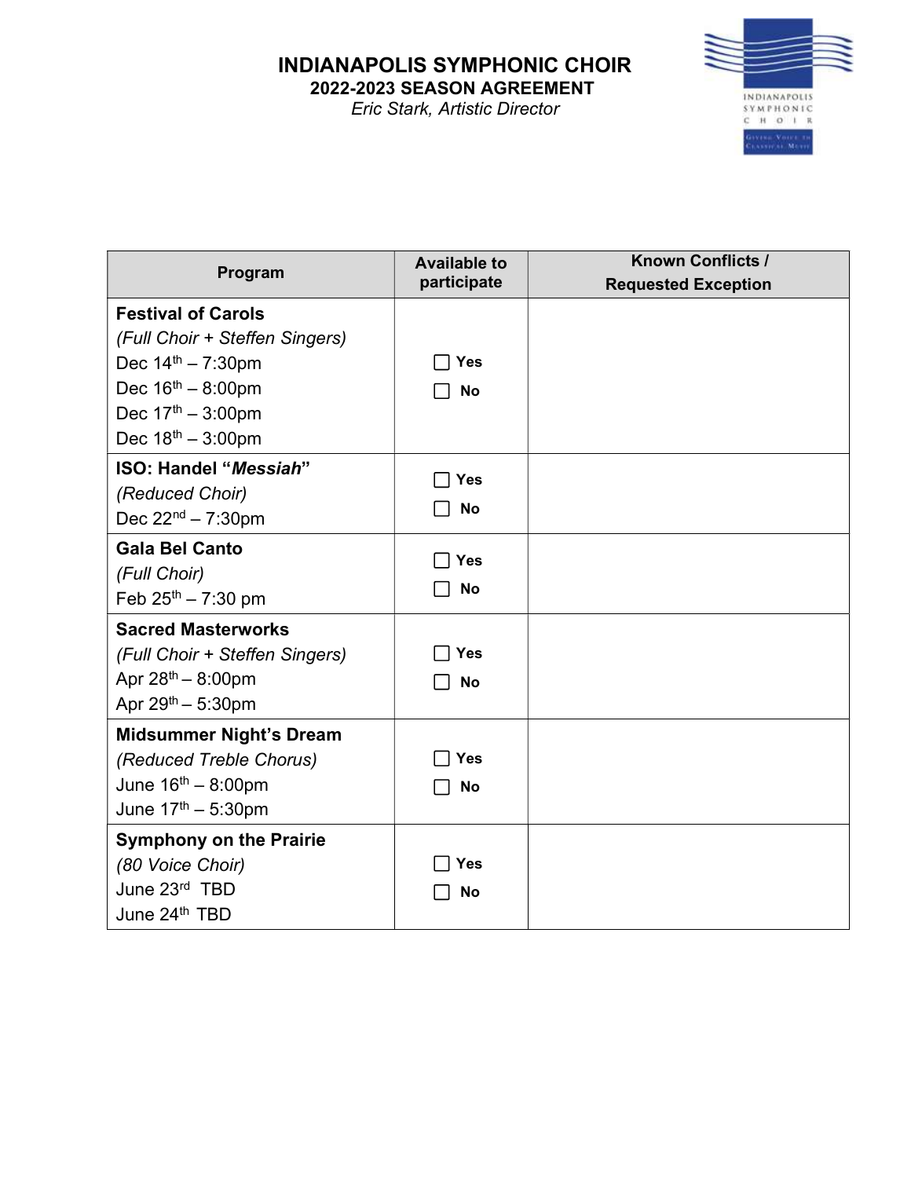# INDIANAPOLIS SYMPHONIC CHOIR

## 2022-2023 SEASON AGREEMENT

*Eric Stark, Artistic Director*

| Program | Available to participate | Known Conflicts / Requested Exception |
|---|---|---|
| **Festival of Carols**<br>*(Full Choir + Steffen Singers)*<br>Dec 14th – 7:30pm<br>Dec 16th – 8:00pm<br>Dec 17th – 3:00pm<br>Dec 18th – 3:00pm | ☐ **Yes**<br>☐ **No** | |
| **ISO: Handel "*Messiah*"**<br>*(Reduced Choir)*<br>Dec 22nd – 7:30pm | ☐ **Yes**<br>☐ **No** | |
| **Gala Bel Canto**<br>*(Full Choir)*<br>Feb 25th – 7:30 pm | ☐ **Yes**<br>☐ **No** | |
| **Sacred Masterworks**<br>*(Full Choir + Steffen Singers)*<br>Apr 28th – 8:00pm<br>Apr 29th – 5:30pm | ☐ **Yes**<br>☐ **No** | |
| **Midsummer Night's Dream**<br>*(Reduced Treble Chorus)*<br>June 16th – 8:00pm<br>June 17th – 5:30pm | ☐ **Yes**<br>☐ **No** | |
| **Symphony on the Prairie**<br>*(80 Voice Choir)*<br>June 23rd TBD<br>June 24th TBD | ☐ **Yes**<br>☐ **No** | |